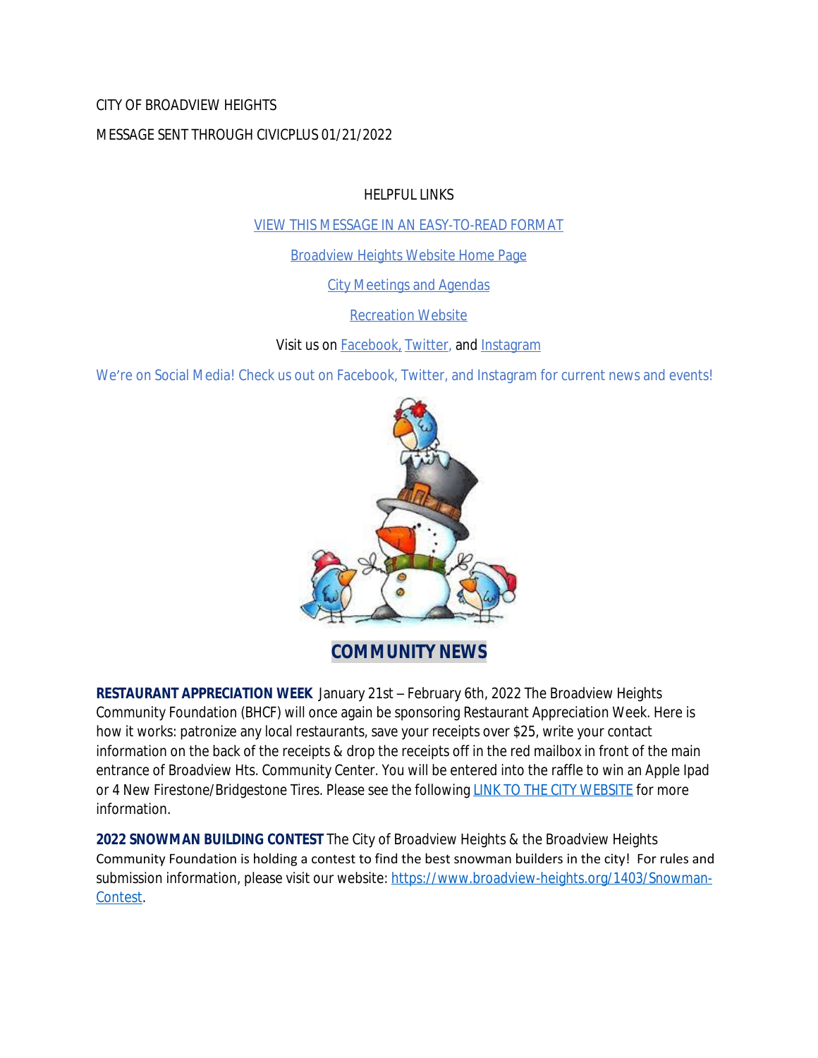CITY OF BROADVIEW HEIGHTS

MESSAGE SENT THROUGH CIVICPLUS 01/21/2022

HELPFUL LINKS

[VIEW THIS MESSAGE IN AN EASY-TO-READ FORMAT]

[Broadview Heights Website Home Page]

[City Meetings and Agendas]

[Recreation Website]

Visit us on [Facebook,] [Twitter,] and [Instagram]

We're on Social Media! Check us out on Facebook, Twitter, and Instagram for current news and events!

## COMMUNITY NEWS

**RESTAURANT APPRECIATION WEEK** January 21st – February 6th, 2022 The Broadview Heights Community Foundation (BHCF) will once again be sponsoring Restaurant Appreciation Week. Here is how it works: patronize any local restaurants, save your receipts over $25, write your contact information on the back of the receipts & drop the receipts off in the red mailbox in front of the main entrance of Broadview Hts. Community Center. You will be entered into the raffle to win an Apple Ipad or 4 New Firestone/Bridgestone Tires. Please see the following [LINK TO THE CITY WEBSITE] for more information.

**2022 SNOWMAN BUILDING CONTEST** The City of Broadview Heights & the Broadview Heights Community Foundation is holding a contest to find the best snowman builders in the city! For rules and submission information, please visit our website: https://www.broadview-heights.org/1403/Snowman-Contest.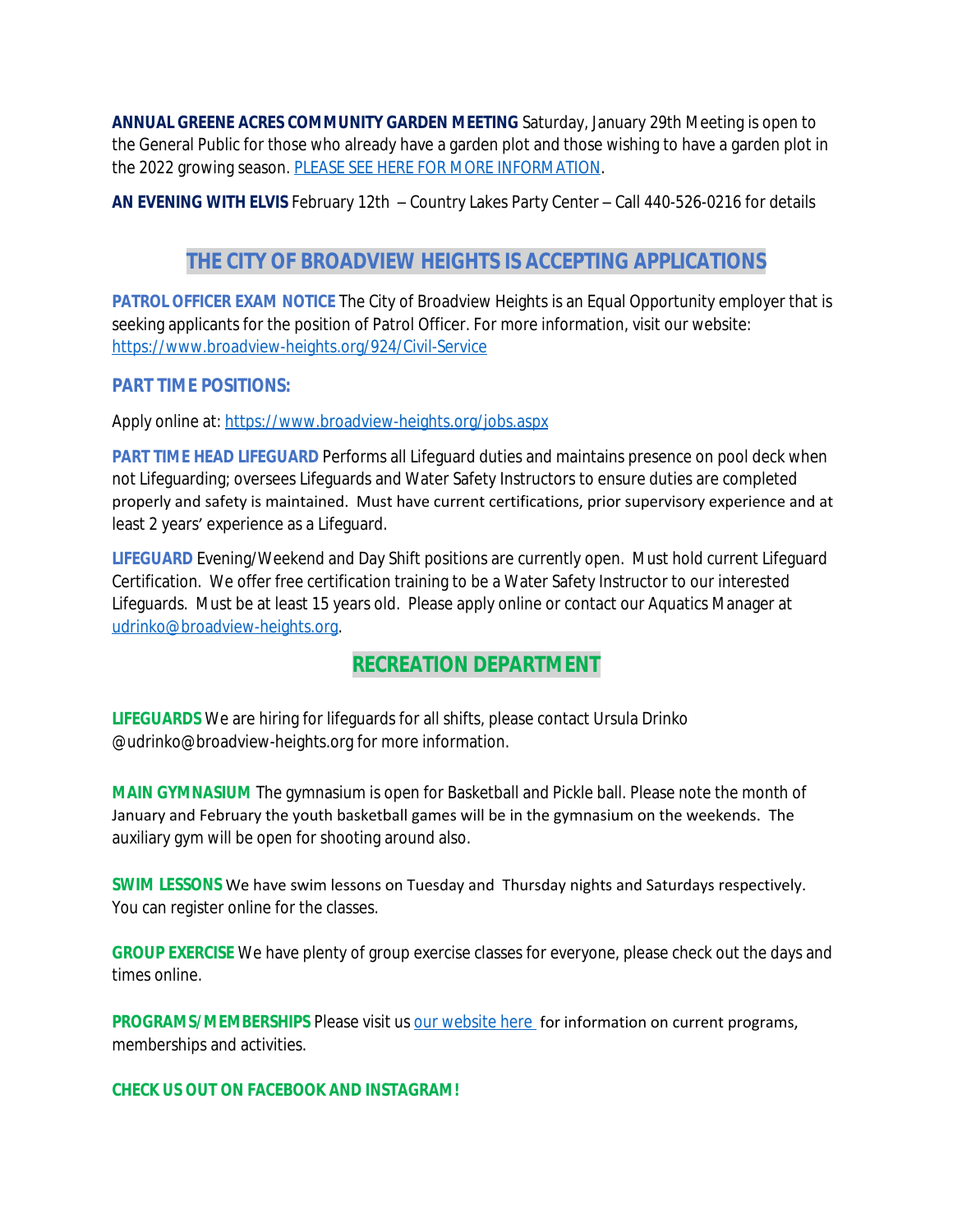**ANNUAL GREENE ACRES COMMUNITY GARDEN MEETING** Saturday, January 29th Meeting is open to the General Public for those who already have a garden plot and those wishing to have a garden plot in the 2022 growing season. PLEASE SEE HERE FOR MORE INFORMATION.

**AN EVENING WITH ELVIS** February 12th – Country Lakes Party Center – Call 440-526-0216 for details

## THE CITY OF BROADVIEW HEIGHTS IS ACCEPTING APPLICATIONS

**PATROL OFFICER EXAM NOTICE** The City of Broadview Heights is an Equal Opportunity employer that is seeking applicants for the position of Patrol Officer. For more information, visit our website: https://www.broadview-heights.org/924/Civil-Service

### PART TIME POSITIONS:

Apply online at: https://www.broadview-heights.org/jobs.aspx

**PART TIME HEAD LIFEGUARD** Performs all Lifeguard duties and maintains presence on pool deck when not Lifeguarding; oversees Lifeguards and Water Safety Instructors to ensure duties are completed properly and safety is maintained. Must have current certifications, prior supervisory experience and at least 2 years' experience as a Lifeguard.

**LIFEGUARD** Evening/Weekend and Day Shift positions are currently open. Must hold current Lifeguard Certification. We offer free certification training to be a Water Safety Instructor to our interested Lifeguards. Must be at least 15 years old. Please apply online or contact our Aquatics Manager at udrinko@broadview-heights.org.

## RECREATION DEPARTMENT

**LIFEGUARDS** We are hiring for lifeguards for all shifts, please contact Ursula Drinko @udrinko@broadview-heights.org for more information.

**MAIN GYMNASIUM** The gymnasium is open for Basketball and Pickle ball. Please note the month of January and February the youth basketball games will be in the gymnasium on the weekends. The auxiliary gym will be open for shooting around also.

**SWIM LESSONS** We have swim lessons on Tuesday and Thursday nights and Saturdays respectively. You can register online for the classes.

**GROUP EXERCISE** We have plenty of group exercise classes for everyone, please check out the days and times online.

**PROGRAMS/MEMBERSHIPS** Please visit us our website here for information on current programs, memberships and activities.

**CHECK US OUT ON FACEBOOK AND INSTAGRAM!**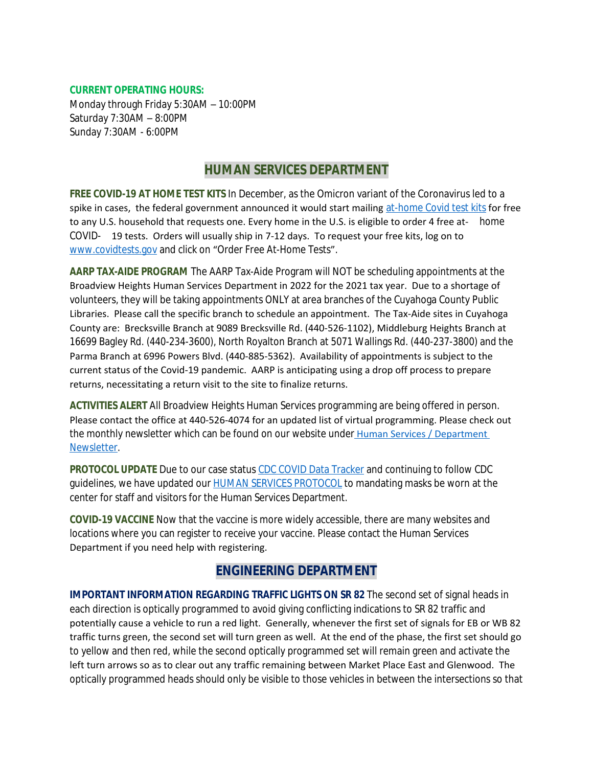**CURRENT OPERATING HOURS:**

Monday through Friday 5:30AM – 10:00PM
Saturday 7:30AM – 8:00PM
Sunday 7:30AM - 6:00PM

## HUMAN SERVICES DEPARTMENT

**FREE COVID-19 AT HOME TEST KITS** In December, as the Omicron variant of the Coronavirus led to a spike in cases, the federal government announced it would start mailing at-home Covid test kits for free to any U.S. household that requests one. Every home in the U.S. is eligible to order 4 free at-home COVID-19 tests. Orders will usually ship in 7-12 days. To request your free kits, log on to www.covidtests.gov and click on "Order Free At-Home Tests".

**AARP TAX-AIDE PROGRAM** The AARP Tax-Aide Program will NOT be scheduling appointments at the Broadview Heights Human Services Department in 2022 for the 2021 tax year. Due to a shortage of volunteers, they will be taking appointments ONLY at area branches of the Cuyahoga County Public Libraries. Please call the specific branch to schedule an appointment. The Tax-Aide sites in Cuyahoga County are: Brecksville Branch at 9089 Brecksville Rd. (440-526-1102), Middleburg Heights Branch at 16699 Bagley Rd. (440-234-3600), North Royalton Branch at 5071 Wallings Rd. (440-237-3800) and the Parma Branch at 6996 Powers Blvd. (440-885-5362). Availability of appointments is subject to the current status of the Covid-19 pandemic. AARP is anticipating using a drop off process to prepare returns, necessitating a return visit to the site to finalize returns.

**ACTIVITIES ALERT** All Broadview Heights Human Services programming are being offered in person. Please contact the office at 440-526-4074 for an updated list of virtual programming. Please check out the monthly newsletter which can be found on our website under Human Services / Department Newsletter.

**PROTOCOL UPDATE** Due to our case status CDC COVID Data Tracker and continuing to follow CDC guidelines, we have updated our HUMAN SERVICES PROTOCOL to mandating masks be worn at the center for staff and visitors for the Human Services Department.

**COVID-19 VACCINE** Now that the vaccine is more widely accessible, there are many websites and locations where you can register to receive your vaccine. Please contact the Human Services Department if you need help with registering.

## ENGINEERING DEPARTMENT

**IMPORTANT INFORMATION REGARDING TRAFFIC LIGHTS ON SR 82** The second set of signal heads in each direction is optically programmed to avoid giving conflicting indications to SR 82 traffic and potentially cause a vehicle to run a red light. Generally, whenever the first set of signals for EB or WB 82 traffic turns green, the second set will turn green as well. At the end of the phase, the first set should go to yellow and then red, while the second optically programmed set will remain green and activate the left turn arrows so as to clear out any traffic remaining between Market Place East and Glenwood. The optically programmed heads should only be visible to those vehicles in between the intersections so that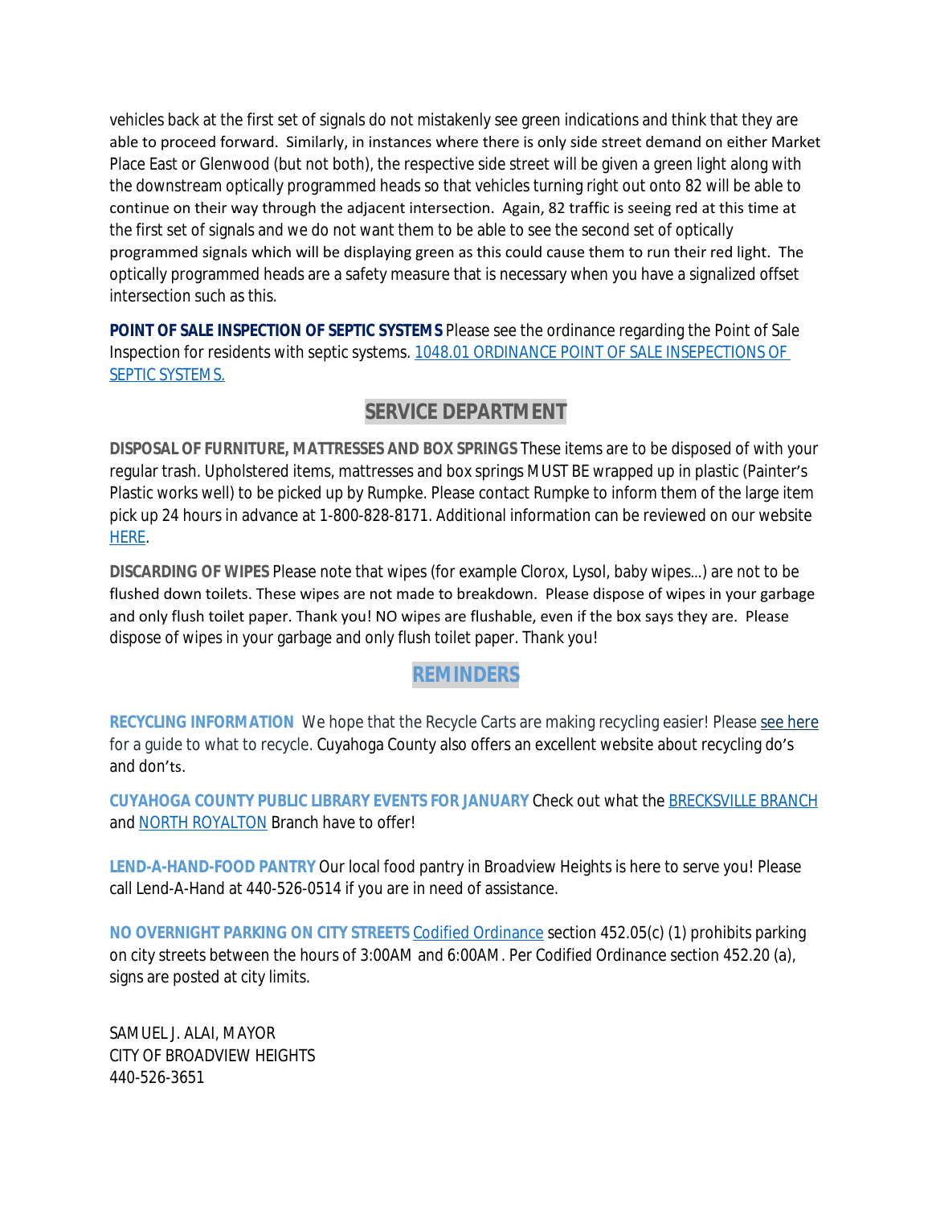vehicles back at the first set of signals do not mistakenly see green indications and think that they are able to proceed forward. Similarly, in instances where there is only side street demand on either Market Place East or Glenwood (but not both), the respective side street will be given a green light along with the downstream optically programmed heads so that vehicles turning right out onto 82 will be able to continue on their way through the adjacent intersection. Again, 82 traffic is seeing red at this time at the first set of signals and we do not want them to be able to see the second set of optically programmed signals which will be displaying green as this could cause them to run their red light. The optically programmed heads are a safety measure that is necessary when you have a signalized offset intersection such as this.

**POINT OF SALE INSPECTION OF SEPTIC SYSTEMS** Please see the ordinance regarding the Point of Sale Inspection for residents with septic systems. [1048.01 ORDINANCE POINT OF SALE INSEPECTIONS OF SEPTIC SYSTEMS.]

## SERVICE DEPARTMENT

**DISPOSAL OF FURNITURE, MATTRESSES AND BOX SPRINGS** These items are to be disposed of with your regular trash. Upholstered items, mattresses and box springs MUST BE wrapped up in plastic (Painter's Plastic works well) to be picked up by Rumpke. Please contact Rumpke to inform them of the large item pick up 24 hours in advance at 1-800-828-8171. Additional information can be reviewed on our website [HERE].

**DISCARDING OF WIPES** Please note that wipes (for example Clorox, Lysol, baby wipes…) are not to be flushed down toilets. These wipes are not made to breakdown. Please dispose of wipes in your garbage and only flush toilet paper. Thank you! NO wipes are flushable, even if the box says they are. Please dispose of wipes in your garbage and only flush toilet paper. Thank you!

## REMINDERS

**RECYCLING INFORMATION** We hope that the Recycle Carts are making recycling easier! Please [see here] for a guide to what to recycle. Cuyahoga County also offers an excellent website about recycling do's and don'ts.

**CUYAHOGA COUNTY PUBLIC LIBRARY EVENTS FOR JANUARY** Check out what the [BRECKSVILLE BRANCH] and [NORTH ROYALTON] Branch have to offer!

**LEND-A-HAND-FOOD PANTRY** Our local food pantry in Broadview Heights is here to serve you! Please call Lend-A-Hand at 440-526-0514 if you are in need of assistance.

**NO OVERNIGHT PARKING ON CITY STREETS** [Codified Ordinance] section 452.05(c) (1) prohibits parking on city streets between the hours of 3:00AM and 6:00AM. Per Codified Ordinance section 452.20 (a), signs are posted at city limits.

SAMUEL J. ALAI, MAYOR
CITY OF BROADVIEW HEIGHTS
440-526-3651